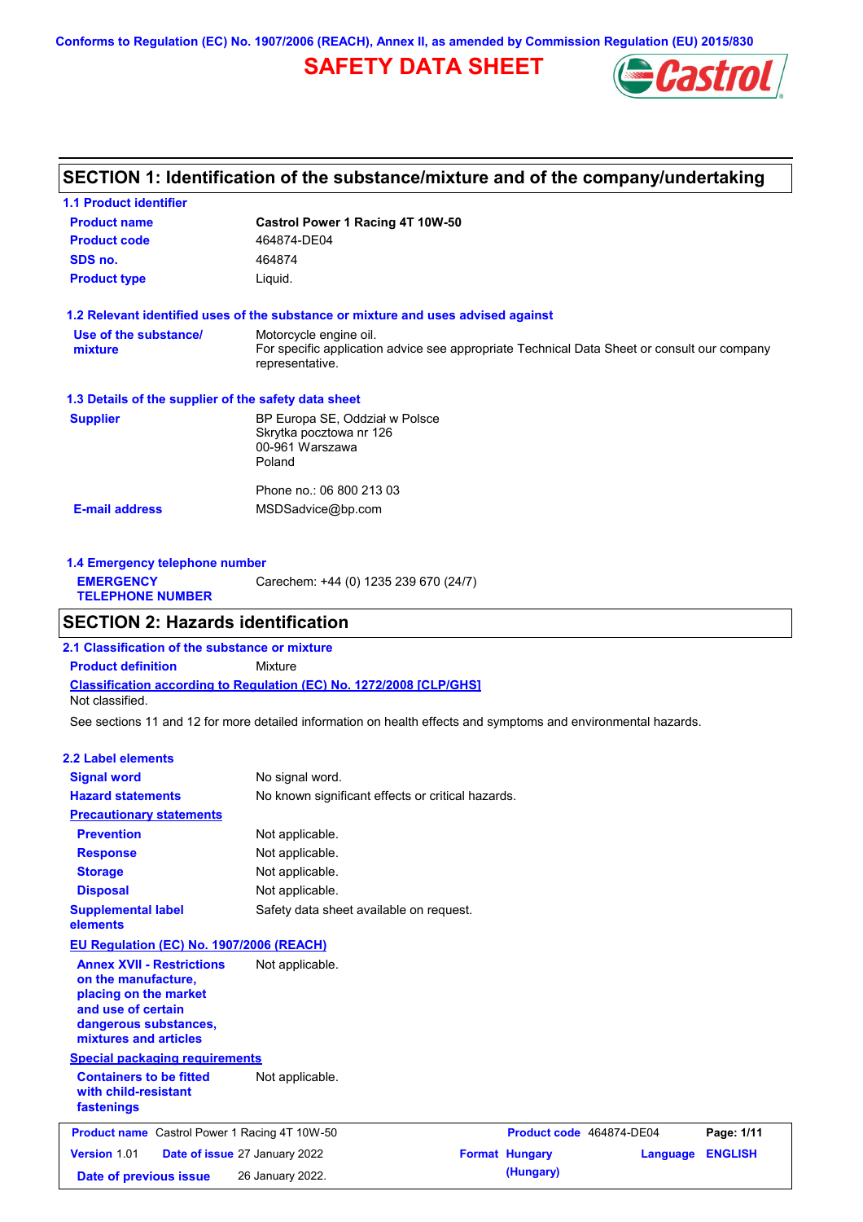Conforms to Regulation (EC) No. 1907/2006 (REACH), Annex II, as amended by Commission Regulation (EU) 2015/830

# SAFETY DATA SHEET

## SECTION 1: Identification of the substance/mixture and of the company/undertaking

### 1.1 Product identifier

| | |
|---|---|
| **Product name** | **Castrol Power 1 Racing 4T 10W-50** |
| **Product code** | 464874-DE04 |
| **SDS no.** | 464874 |
| **Product type** | Liquid. |

### 1.2 Relevant identified uses of the substance or mixture and uses advised against

**Use of the substance/ mixture**: Motorcycle engine oil.
For specific application advice see appropriate Technical Data Sheet or consult our company representative.

### 1.3 Details of the supplier of the safety data sheet

**Supplier**
BP Europa SE, Oddział w Polsce
Skrytka pocztowa nr 126
00-961 Warszawa
Poland

Phone no.: 06 800 213 03

**E-mail address**: MSDSadvice@bp.com

### 1.4 Emergency telephone number

**EMERGENCY TELEPHONE NUMBER**: Carechem: +44 (0) 1235 239 670 (24/7)

## SECTION 2: Hazards identification

### 2.1 Classification of the substance or mixture

**Product definition**: Mixture

**Classification according to Regulation (EC) No. 1272/2008 [CLP/GHS]**
Not classified.

See sections 11 and 12 for more detailed information on health effects and symptoms and environmental hazards.

### 2.2 Label elements

| | |
|---|---|
| **Signal word** | No signal word. |
| **Hazard statements** | No known significant effects or critical hazards. |

**Precautionary statements**

| | |
|---|---|
| **Prevention** | Not applicable. |
| **Response** | Not applicable. |
| **Storage** | Not applicable. |
| **Disposal** | Not applicable. |
| **Supplemental label elements** | Safety data sheet available on request. |

**EU Regulation (EC) No. 1907/2006 (REACH)**

**Annex XVII - Restrictions on the manufacture, placing on the market and use of certain dangerous substances, mixtures and articles**: Not applicable.

**Special packaging requirements**

**Containers to be fitted with child-resistant fastenings**: Not applicable.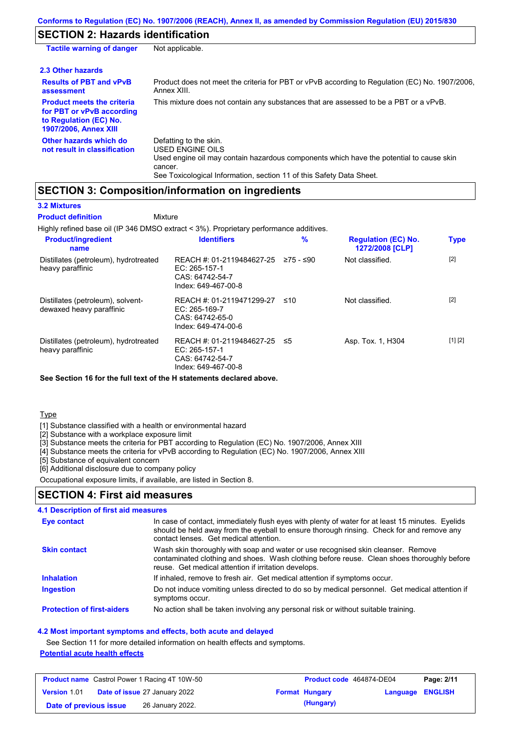## SECTION 2: Hazards identification

| | |
|---|---|
| **Tactile warning of danger** | Not applicable. |

### 2.3 Other hazards

| | |
|---|---|
| **Results of PBT and vPvB assessment** | Product does not meet the criteria for PBT or vPvB according to Regulation (EC) No. 1907/2006, Annex XIII. |
| **Product meets the criteria for PBT or vPvB according to Regulation (EC) No. 1907/2006, Annex XIII** | This mixture does not contain any substances that are assessed to be a PBT or a vPvB. |
| **Other hazards which do not result in classification** | Defatting to the skin.<br>USED ENGINE OILS<br>Used engine oil may contain hazardous components which have the potential to cause skin cancer.<br>See Toxicological Information, section 11 of this Safety Data Sheet. |

## SECTION 3: Composition/information on ingredients

### 3.2 Mixtures

**Product definition** Mixture

Highly refined base oil (IP 346 DMSO extract < 3%). Proprietary performance additives.

| Product/ingredient name | Identifiers | % | Regulation (EC) No. 1272/2008 [CLP] | Type |
|---|---|---|---|---|
| Distillates (petroleum), hydrotreated heavy paraffinic | REACH #: 01-2119484627-25<br>EC: 265-157-1<br>CAS: 64742-54-7<br>Index: 649-467-00-8 | ≥75 - ≤90 | Not classified. | [2] |
| Distillates (petroleum), solvent-dewaxed heavy paraffinic | REACH #: 01-2119471299-27<br>EC: 265-169-7<br>CAS: 64742-65-0<br>Index: 649-474-00-6 | ≤10 | Not classified. | [2] |
| Distillates (petroleum), hydrotreated heavy paraffinic | REACH #: 01-2119484627-25<br>EC: 265-157-1<br>CAS: 64742-54-7<br>Index: 649-467-00-8 | ≤5 | Asp. Tox. 1, H304 | [1] [2] |

**See Section 16 for the full text of the H statements declared above.**

Type

[1] Substance classified with a health or environmental hazard
[2] Substance with a workplace exposure limit
[3] Substance meets the criteria for PBT according to Regulation (EC) No. 1907/2006, Annex XIII
[4] Substance meets the criteria for vPvB according to Regulation (EC) No. 1907/2006, Annex XIII
[5] Substance of equivalent concern
[6] Additional disclosure due to company policy

Occupational exposure limits, if available, are listed in Section 8.

## SECTION 4: First aid measures

### 4.1 Description of first aid measures

| | |
|---|---|
| **Eye contact** | In case of contact, immediately flush eyes with plenty of water for at least 15 minutes. Eyelids should be held away from the eyeball to ensure thorough rinsing. Check for and remove any contact lenses. Get medical attention. |
| **Skin contact** | Wash skin thoroughly with soap and water or use recognised skin cleanser. Remove contaminated clothing and shoes. Wash clothing before reuse. Clean shoes thoroughly before reuse. Get medical attention if irritation develops. |
| **Inhalation** | If inhaled, remove to fresh air. Get medical attention if symptoms occur. |
| **Ingestion** | Do not induce vomiting unless directed to do so by medical personnel. Get medical attention if symptoms occur. |
| **Protection of first-aiders** | No action shall be taken involving any personal risk or without suitable training. |

### 4.2 Most important symptoms and effects, both acute and delayed

See Section 11 for more detailed information on health effects and symptoms.

**Potential acute health effects**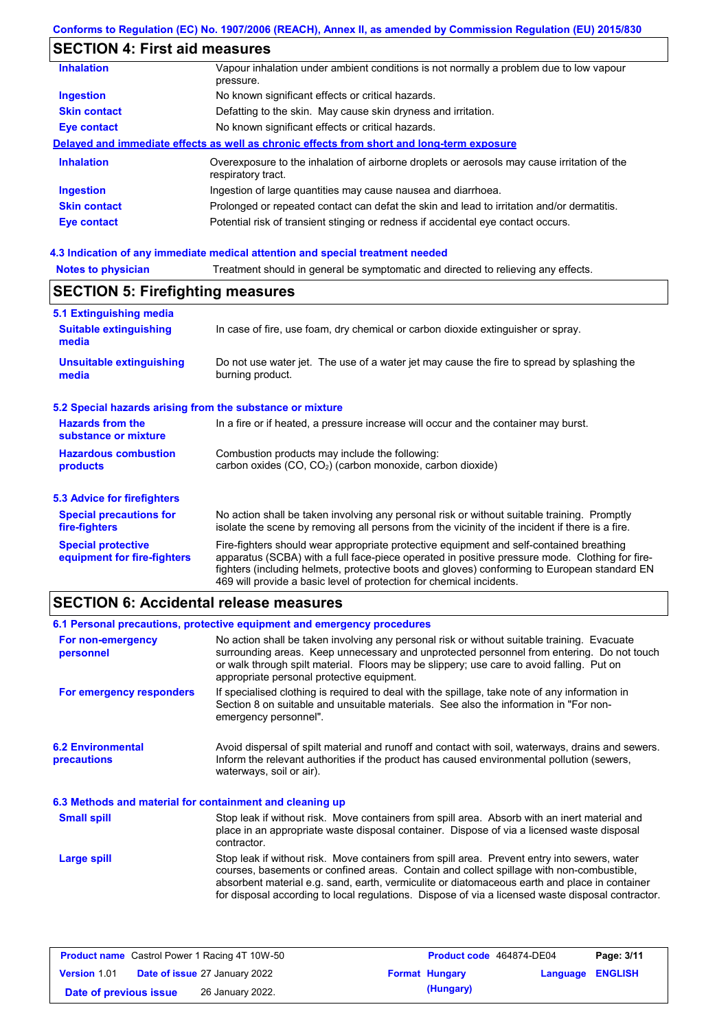Conforms to Regulation (EC) No. 1907/2006 (REACH), Annex II, as amended by Commission Regulation (EU) 2015/830

## SECTION 4: First aid measures

| | |
|---|---|
| **Inhalation** | Vapour inhalation under ambient conditions is not normally a problem due to low vapour pressure. |
| **Ingestion** | No known significant effects or critical hazards. |
| **Skin contact** | Defatting to the skin. May cause skin dryness and irritation. |
| **Eye contact** | No known significant effects or critical hazards. |

**Delayed and immediate effects as well as chronic effects from short and long-term exposure**

| | |
|---|---|
| **Inhalation** | Overexposure to the inhalation of airborne droplets or aerosols may cause irritation of the respiratory tract. |
| **Ingestion** | Ingestion of large quantities may cause nausea and diarrhoea. |
| **Skin contact** | Prolonged or repeated contact can defat the skin and lead to irritation and/or dermatitis. |
| **Eye contact** | Potential risk of transient stinging or redness if accidental eye contact occurs. |

### 4.3 Indication of any immediate medical attention and special treatment needed

| | |
|---|---|
| **Notes to physician** | Treatment should in general be symptomatic and directed to relieving any effects. |

## SECTION 5: Firefighting measures

### 5.1 Extinguishing media

| | |
|---|---|
| **Suitable extinguishing media** | In case of fire, use foam, dry chemical or carbon dioxide extinguisher or spray. |
| **Unsuitable extinguishing media** | Do not use water jet. The use of a water jet may cause the fire to spread by splashing the burning product. |

### 5.2 Special hazards arising from the substance or mixture

| | |
|---|---|
| **Hazards from the substance or mixture** | In a fire or if heated, a pressure increase will occur and the container may burst. |
| **Hazardous combustion products** | Combustion products may include the following: carbon oxides (CO, $CO_2$) (carbon monoxide, carbon dioxide) |

### 5.3 Advice for firefighters

| | |
|---|---|
| **Special precautions for fire-fighters** | No action shall be taken involving any personal risk or without suitable training. Promptly isolate the scene by removing all persons from the vicinity of the incident if there is a fire. |
| **Special protective equipment for fire-fighters** | Fire-fighters should wear appropriate protective equipment and self-contained breathing apparatus (SCBA) with a full face-piece operated in positive pressure mode. Clothing for fire-fighters (including helmets, protective boots and gloves) conforming to European standard EN 469 will provide a basic level of protection for chemical incidents. |

## SECTION 6: Accidental release measures

### 6.1 Personal precautions, protective equipment and emergency procedures

| | |
|---|---|
| **For non-emergency personnel** | No action shall be taken involving any personal risk or without suitable training. Evacuate surrounding areas. Keep unnecessary and unprotected personnel from entering. Do not touch or walk through spilt material. Floors may be slippery; use care to avoid falling. Put on appropriate personal protective equipment. |
| **For emergency responders** | If specialised clothing is required to deal with the spillage, take note of any information in Section 8 on suitable and unsuitable materials. See also the information in "For non-emergency personnel". |

| | |
|---|---|
| **6.2 Environmental precautions** | Avoid dispersal of spilt material and runoff and contact with soil, waterways, drains and sewers. Inform the relevant authorities if the product has caused environmental pollution (sewers, waterways, soil or air). |

### 6.3 Methods and material for containment and cleaning up

| | |
|---|---|
| **Small spill** | Stop leak if without risk. Move containers from spill area. Absorb with an inert material and place in an appropriate waste disposal container. Dispose of via a licensed waste disposal contractor. |
| **Large spill** | Stop leak if without risk. Move containers from spill area. Prevent entry into sewers, water courses, basements or confined areas. Contain and collect spillage with non-combustible, absorbent material e.g. sand, earth, vermiculite or diatomaceous earth and place in container for disposal according to local regulations. Dispose of via a licensed waste disposal contractor. |

| | | | |
|---|---|---|---|
| **Product name** Castrol Power 1 Racing 4T 10W-50 | | **Product code** 464874-DE04 | |
| **Version** 1.01 | **Date of issue** 27 January 2022 | **Format** Hungary (Hungary) | **Language** ENGLISH |
| **Date of previous issue** | 26 January 2022. | | |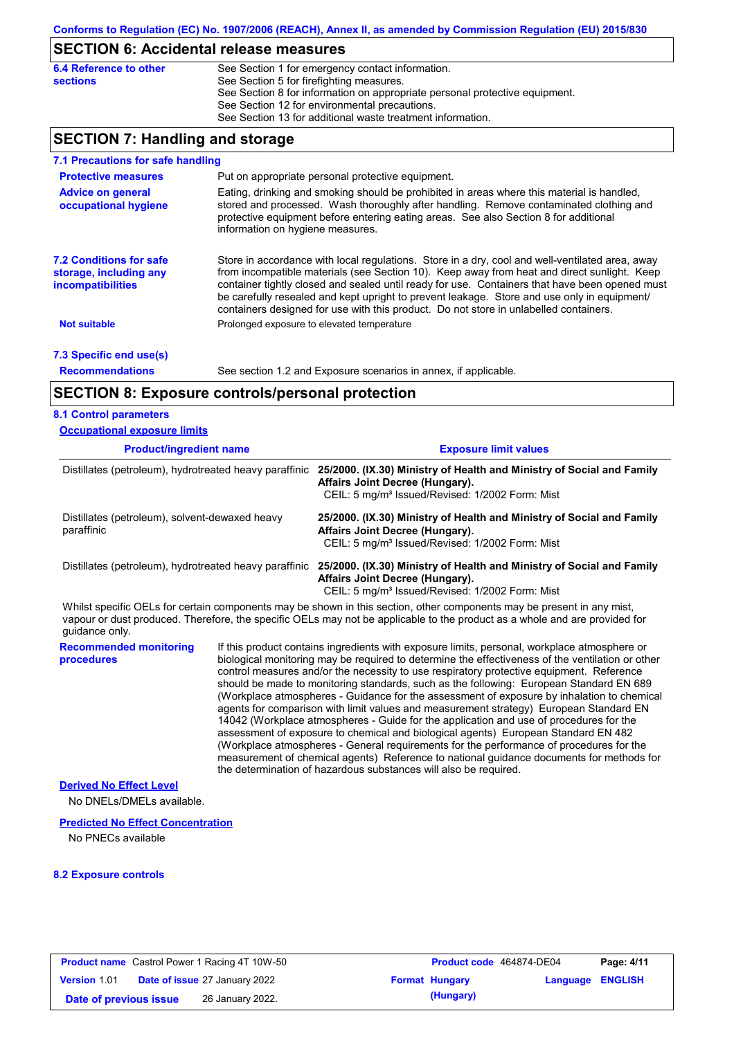Conforms to Regulation (EC) No. 1907/2006 (REACH), Annex II, as amended by Commission Regulation (EU) 2015/830

## SECTION 6: Accidental release measures

**6.4 Reference to other sections**

See Section 1 for emergency contact information.
See Section 5 for firefighting measures.
See Section 8 for information on appropriate personal protective equipment.
See Section 12 for environmental precautions.
See Section 13 for additional waste treatment information.

## SECTION 7: Handling and storage

### 7.1 Precautions for safe handling

**Protective measures**

Put on appropriate personal protective equipment.

**Advice on general occupational hygiene**

Eating, drinking and smoking should be prohibited in areas where this material is handled, stored and processed. Wash thoroughly after handling. Remove contaminated clothing and protective equipment before entering eating areas. See also Section 8 for additional information on hygiene measures.

### 7.2 Conditions for safe storage, including any incompatibilities

Store in accordance with local regulations. Store in a dry, cool and well-ventilated area, away from incompatible materials (see Section 10). Keep away from heat and direct sunlight. Keep container tightly closed and sealed until ready for use. Containers that have been opened must be carefully resealed and kept upright to prevent leakage. Store and use only in equipment/ containers designed for use with this product. Do not store in unlabelled containers.

**Not suitable**

Prolonged exposure to elevated temperature

### 7.3 Specific end use(s)

**Recommendations**

See section 1.2 and Exposure scenarios in annex, if applicable.

## SECTION 8: Exposure controls/personal protection

### 8.1 Control parameters

**Occupational exposure limits**

| Product/ingredient name | Exposure limit values |
|---|---|
| Distillates (petroleum), hydrotreated heavy paraffinic | **25/2000. (IX.30) Ministry of Health and Ministry of Social and Family Affairs Joint Decree (Hungary).** CEIL: 5 mg/m³ Issued/Revised: 1/2002 Form: Mist |
| Distillates (petroleum), solvent-dewaxed heavy paraffinic | **25/2000. (IX.30) Ministry of Health and Ministry of Social and Family Affairs Joint Decree (Hungary).** CEIL: 5 mg/m³ Issued/Revised: 1/2002 Form: Mist |
| Distillates (petroleum), hydrotreated heavy paraffinic | **25/2000. (IX.30) Ministry of Health and Ministry of Social and Family Affairs Joint Decree (Hungary).** CEIL: 5 mg/m³ Issued/Revised: 1/2002 Form: Mist |

Whilst specific OELs for certain components may be shown in this section, other components may be present in any mist, vapour or dust produced. Therefore, the specific OELs may not be applicable to the product as a whole and are provided for guidance only.

**Recommended monitoring procedures**

If this product contains ingredients with exposure limits, personal, workplace atmosphere or biological monitoring may be required to determine the effectiveness of the ventilation or other control measures and/or the necessity to use respiratory protective equipment. Reference should be made to monitoring standards, such as the following: European Standard EN 689 (Workplace atmospheres - Guidance for the assessment of exposure by inhalation to chemical agents for comparison with limit values and measurement strategy) European Standard EN 14042 (Workplace atmospheres - Guide for the application and use of procedures for the assessment of exposure to chemical and biological agents) European Standard EN 482 (Workplace atmospheres - General requirements for the performance of procedures for the measurement of chemical agents) Reference to national guidance documents for methods for the determination of hazardous substances will also be required.

**Derived No Effect Level**

No DNELs/DMELs available.

**Predicted No Effect Concentration**

No PNECs available

### 8.2 Exposure controls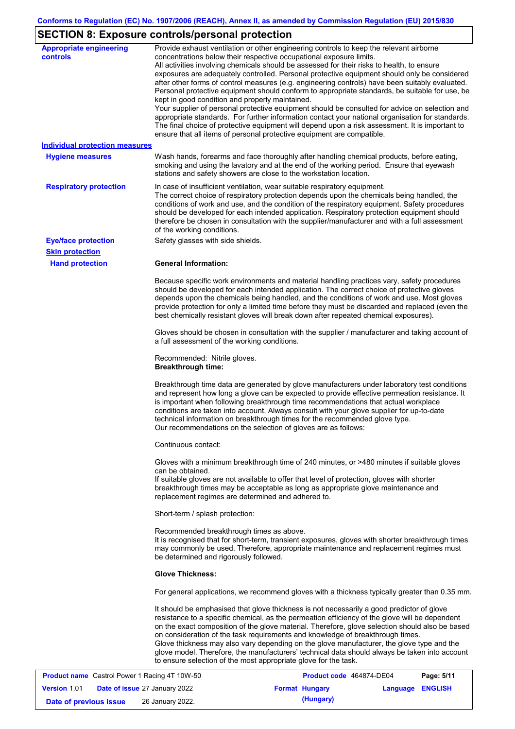## SECTION 8: Exposure controls/personal protection

**Appropriate engineering controls**

Provide exhaust ventilation or other engineering controls to keep the relevant airborne concentrations below their respective occupational exposure limits.
All activities involving chemicals should be assessed for their risks to health, to ensure exposures are adequately controlled. Personal protective equipment should only be considered after other forms of control measures (e.g. engineering controls) have been suitably evaluated. Personal protective equipment should conform to appropriate standards, be suitable for use, be kept in good condition and properly maintained.
Your supplier of personal protective equipment should be consulted for advice on selection and appropriate standards. For further information contact your national organisation for standards. The final choice of protective equipment will depend upon a risk assessment. It is important to ensure that all items of personal protective equipment are compatible.

**Individual protection measures**

**Hygiene measures**

Wash hands, forearms and face thoroughly after handling chemical products, before eating, smoking and using the lavatory and at the end of the working period. Ensure that eyewash stations and safety showers are close to the workstation location.

**Respiratory protection**

In case of insufficient ventilation, wear suitable respiratory equipment.
The correct choice of respiratory protection depends upon the chemicals being handled, the conditions of work and use, and the condition of the respiratory equipment. Safety procedures should be developed for each intended application. Respiratory protection equipment should therefore be chosen in consultation with the supplier/manufacturer and with a full assessment of the working conditions.

**Eye/face protection**

Safety glasses with side shields.

**Skin protection**

**Hand protection**

**General Information:**

Because specific work environments and material handling practices vary, safety procedures should be developed for each intended application. The correct choice of protective gloves depends upon the chemicals being handled, and the conditions of work and use. Most gloves provide protection for only a limited time before they must be discarded and replaced (even the best chemically resistant gloves will break down after repeated chemical exposures).

Gloves should be chosen in consultation with the supplier / manufacturer and taking account of a full assessment of the working conditions.

Recommended: Nitrile gloves.
**Breakthrough time:**

Breakthrough time data are generated by glove manufacturers under laboratory test conditions and represent how long a glove can be expected to provide effective permeation resistance. It is important when following breakthrough time recommendations that actual workplace conditions are taken into account. Always consult with your glove supplier for up-to-date technical information on breakthrough times for the recommended glove type.
Our recommendations on the selection of gloves are as follows:

Continuous contact:

Gloves with a minimum breakthrough time of 240 minutes, or >480 minutes if suitable gloves can be obtained.
If suitable gloves are not available to offer that level of protection, gloves with shorter breakthrough times may be acceptable as long as appropriate glove maintenance and replacement regimes are determined and adhered to.

Short-term / splash protection:

Recommended breakthrough times as above.
It is recognised that for short-term, transient exposures, gloves with shorter breakthrough times may commonly be used. Therefore, appropriate maintenance and replacement regimes must be determined and rigorously followed.

**Glove Thickness:**

For general applications, we recommend gloves with a thickness typically greater than 0.35 mm.

It should be emphasised that glove thickness is not necessarily a good predictor of glove resistance to a specific chemical, as the permeation efficiency of the glove will be dependent on the exact composition of the glove material. Therefore, glove selection should also be based on consideration of the task requirements and knowledge of breakthrough times.
Glove thickness may also vary depending on the glove manufacturer, the glove type and the glove model. Therefore, the manufacturers' technical data should always be taken into account to ensure selection of the most appropriate glove for the task.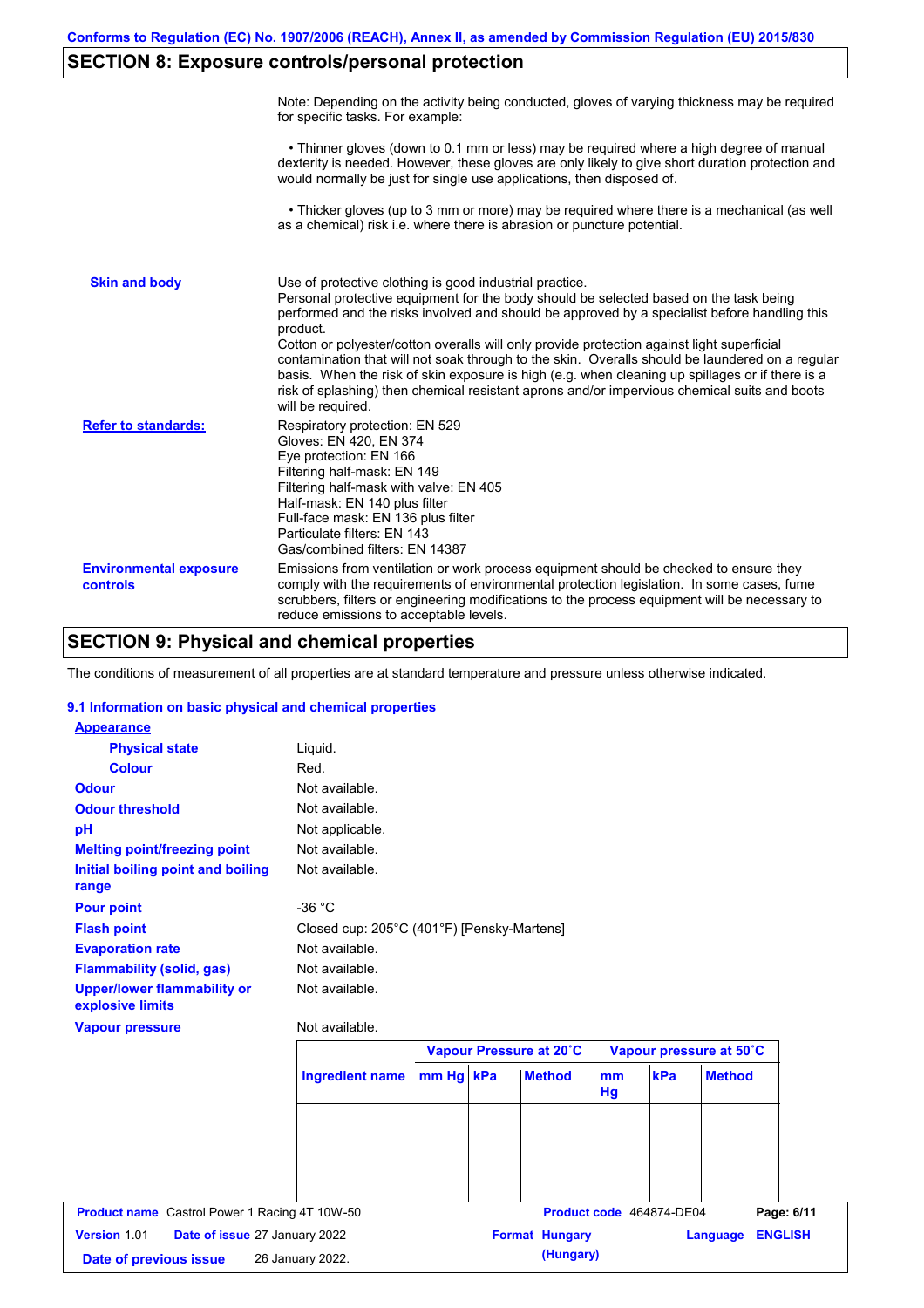## SECTION 8: Exposure controls/personal protection

Note: Depending on the activity being conducted, gloves of varying thickness may be required for specific tasks. For example:

• Thinner gloves (down to 0.1 mm or less) may be required where a high degree of manual dexterity is needed. However, these gloves are only likely to give short duration protection and would normally be just for single use applications, then disposed of.

• Thicker gloves (up to 3 mm or more) may be required where there is a mechanical (as well as a chemical) risk i.e. where there is abrasion or puncture potential.

**Skin and body**

Use of protective clothing is good industrial practice.
Personal protective equipment for the body should be selected based on the task being performed and the risks involved and should be approved by a specialist before handling this product.
Cotton or polyester/cotton overalls will only provide protection against light superficial contamination that will not soak through to the skin. Overalls should be laundered on a regular basis. When the risk of skin exposure is high (e.g. when cleaning up spillages or if there is a risk of splashing) then chemical resistant aprons and/or impervious chemical suits and boots will be required.

**Refer to standards:**

Respiratory protection: EN 529
Gloves: EN 420, EN 374
Eye protection: EN 166
Filtering half-mask: EN 149
Filtering half-mask with valve: EN 405
Half-mask: EN 140 plus filter
Full-face mask: EN 136 plus filter
Particulate filters: EN 143
Gas/combined filters: EN 14387

**Environmental exposure controls**

Emissions from ventilation or work process equipment should be checked to ensure they comply with the requirements of environmental protection legislation. In some cases, fume scrubbers, filters or engineering modifications to the process equipment will be necessary to reduce emissions to acceptable levels.

## SECTION 9: Physical and chemical properties

The conditions of measurement of all properties are at standard temperature and pressure unless otherwise indicated.

### 9.1 Information on basic physical and chemical properties

**Appearance**

| | |
|---|---|
| **Physical state** | Liquid. |
| **Colour** | Red. |
| **Odour** | Not available. |
| **Odour threshold** | Not available. |
| **pH** | Not applicable. |
| **Melting point/freezing point** | Not available. |
| **Initial boiling point and boiling range** | Not available. |
| **Pour point** | -36 °C |
| **Flash point** | Closed cup: 205°C (401°F) [Pensky-Martens] |
| **Evaporation rate** | Not available. |
| **Flammability (solid, gas)** | Not available. |
| **Upper/lower flammability or explosive limits** | Not available. |
| **Vapour pressure** | Not available. |

| | Vapour Pressure at 20˚C | | | Vapour pressure at 50˚C | | |
|---|---|---|---|---|---|---|
| **Ingredient name** | **mm Hg** | **kPa** | **Method** | **mm Hg** | **kPa** | **Method** |
| | | | | | | |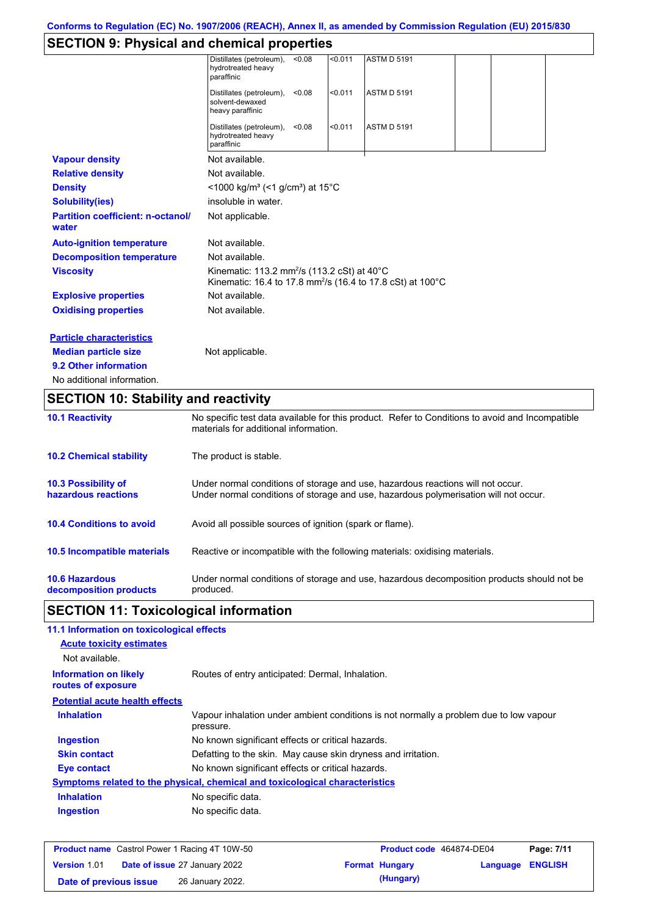## SECTION 9: Physical and chemical properties

| | | | | | |
|---|---|---|---|---|---|
| Distillates (petroleum), hydrotreated heavy paraffinic | <0.08 | <0.011 | ASTM D 5191 | | |
| Distillates (petroleum), solvent-dewaxed heavy paraffinic | <0.08 | <0.011 | ASTM D 5191 | | |
| Distillates (petroleum), hydrotreated heavy paraffinic | <0.08 | <0.011 | ASTM D 5191 | | |

**Vapour density**: Not available.

**Relative density**: Not available.

**Density**: <1000 kg/m³ (<1 g/cm³) at 15°C

**Solubility(ies)**: insoluble in water.

**Partition coefficient: n-octanol/ water**: Not applicable.

**Auto-ignition temperature**: Not available.

**Decomposition temperature**: Not available.

**Viscosity**: Kinematic: 113.2 mm²/s (113.2 cSt) at 40°C
Kinematic: 16.4 to 17.8 mm²/s (16.4 to 17.8 cSt) at 100°C

**Explosive properties**: Not available.

**Oxidising properties**: Not available.

**Particle characteristics**

**Median particle size**: Not applicable.

**9.2 Other information**

No additional information.

## SECTION 10: Stability and reactivity

**10.1 Reactivity**: No specific test data available for this product. Refer to Conditions to avoid and Incompatible materials for additional information.

**10.2 Chemical stability**: The product is stable.

**10.3 Possibility of hazardous reactions**: Under normal conditions of storage and use, hazardous reactions will not occur.
Under normal conditions of storage and use, hazardous polymerisation will not occur.

**10.4 Conditions to avoid**: Avoid all possible sources of ignition (spark or flame).

**10.5 Incompatible materials**: Reactive or incompatible with the following materials: oxidising materials.

**10.6 Hazardous decomposition products**: Under normal conditions of storage and use, hazardous decomposition products should not be produced.

## SECTION 11: Toxicological information

**11.1 Information on toxicological effects**

**Acute toxicity estimates**

Not available.

**Information on likely routes of exposure**: Routes of entry anticipated: Dermal, Inhalation.

**Potential acute health effects**

**Inhalation**: Vapour inhalation under ambient conditions is not normally a problem due to low vapour pressure.

**Ingestion**: No known significant effects or critical hazards.

**Skin contact**: Defatting to the skin. May cause skin dryness and irritation.

**Eye contact**: No known significant effects or critical hazards.

**Symptoms related to the physical, chemical and toxicological characteristics**

**Inhalation**: No specific data.

**Ingestion**: No specific data.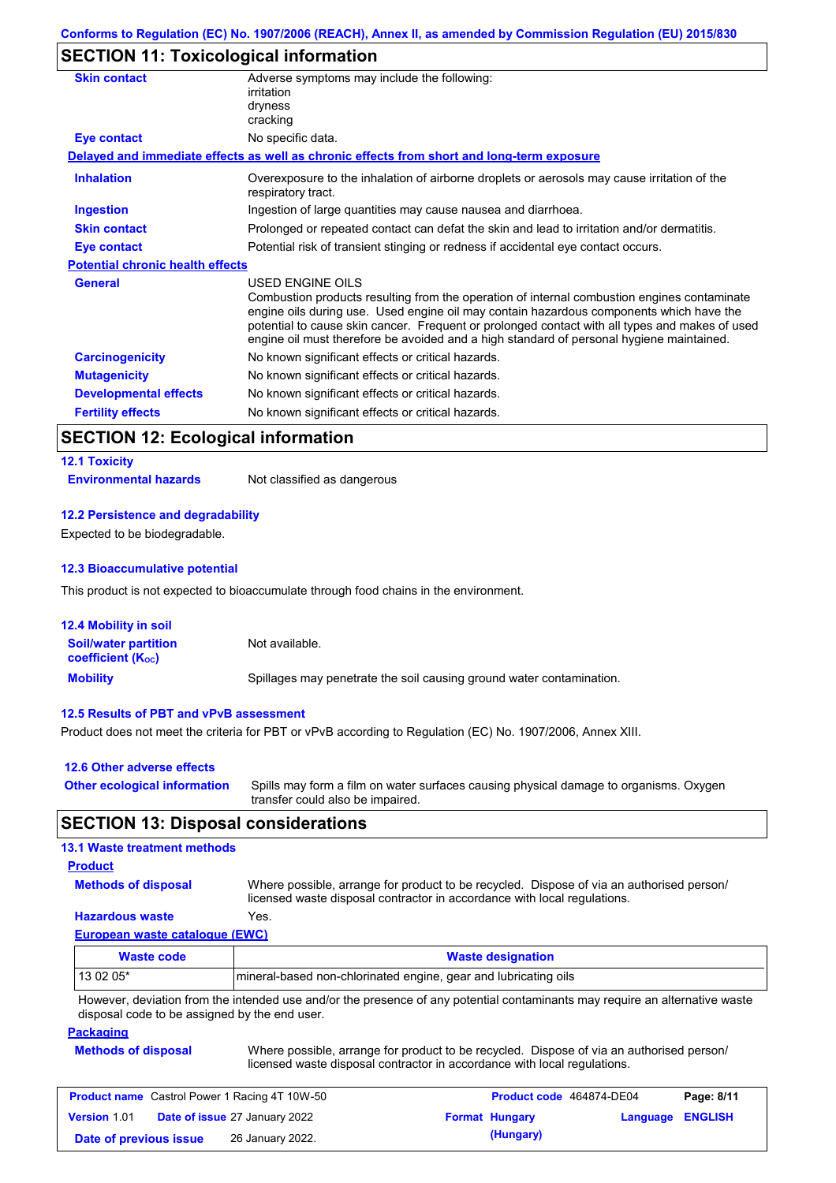## SECTION 11: Toxicological information

**Skin contact**
Adverse symptoms may include the following:
irritation
dryness
cracking

**Eye contact**
No specific data.

**Delayed and immediate effects as well as chronic effects from short and long-term exposure**

**Inhalation**
Overexposure to the inhalation of airborne droplets or aerosols may cause irritation of the respiratory tract.

**Ingestion**
Ingestion of large quantities may cause nausea and diarrhoea.

**Skin contact**
Prolonged or repeated contact can defat the skin and lead to irritation and/or dermatitis.

**Eye contact**
Potential risk of transient stinging or redness if accidental eye contact occurs.

**Potential chronic health effects**

**General**
USED ENGINE OILS
Combustion products resulting from the operation of internal combustion engines contaminate engine oils during use. Used engine oil may contain hazardous components which have the potential to cause skin cancer. Frequent or prolonged contact with all types and makes of used engine oil must therefore be avoided and a high standard of personal hygiene maintained.

**Carcinogenicity**
No known significant effects or critical hazards.

**Mutagenicity**
No known significant effects or critical hazards.

**Developmental effects**
No known significant effects or critical hazards.

**Fertility effects**
No known significant effects or critical hazards.

## SECTION 12: Ecological information

### 12.1 Toxicity

**Environmental hazards**
Not classified as dangerous

### 12.2 Persistence and degradability

Expected to be biodegradable.

### 12.3 Bioaccumulative potential

This product is not expected to bioaccumulate through food chains in the environment.

### 12.4 Mobility in soil

**Soil/water partition coefficient ($K_{OC}$)**
Not available.

**Mobility**
Spillages may penetrate the soil causing ground water contamination.

### 12.5 Results of PBT and vPvB assessment

Product does not meet the criteria for PBT or vPvB according to Regulation (EC) No. 1907/2006, Annex XIII.

### 12.6 Other adverse effects

**Other ecological information**
Spills may form a film on water surfaces causing physical damage to organisms. Oxygen transfer could also be impaired.

## SECTION 13: Disposal considerations

### 13.1 Waste treatment methods

**Product**

**Methods of disposal**
Where possible, arrange for product to be recycled. Dispose of via an authorised person/ licensed waste disposal contractor in accordance with local regulations.

**Hazardous waste**
Yes.

**European waste catalogue (EWC)**

| Waste code | Waste designation |
|---|---|
| 13 02 05* | mineral-based non-chlorinated engine, gear and lubricating oils |

However, deviation from the intended use and/or the presence of any potential contaminants may require an alternative waste disposal code to be assigned by the end user.

**Packaging**

**Methods of disposal**
Where possible, arrange for product to be recycled. Dispose of via an authorised person/ licensed waste disposal contractor in accordance with local regulations.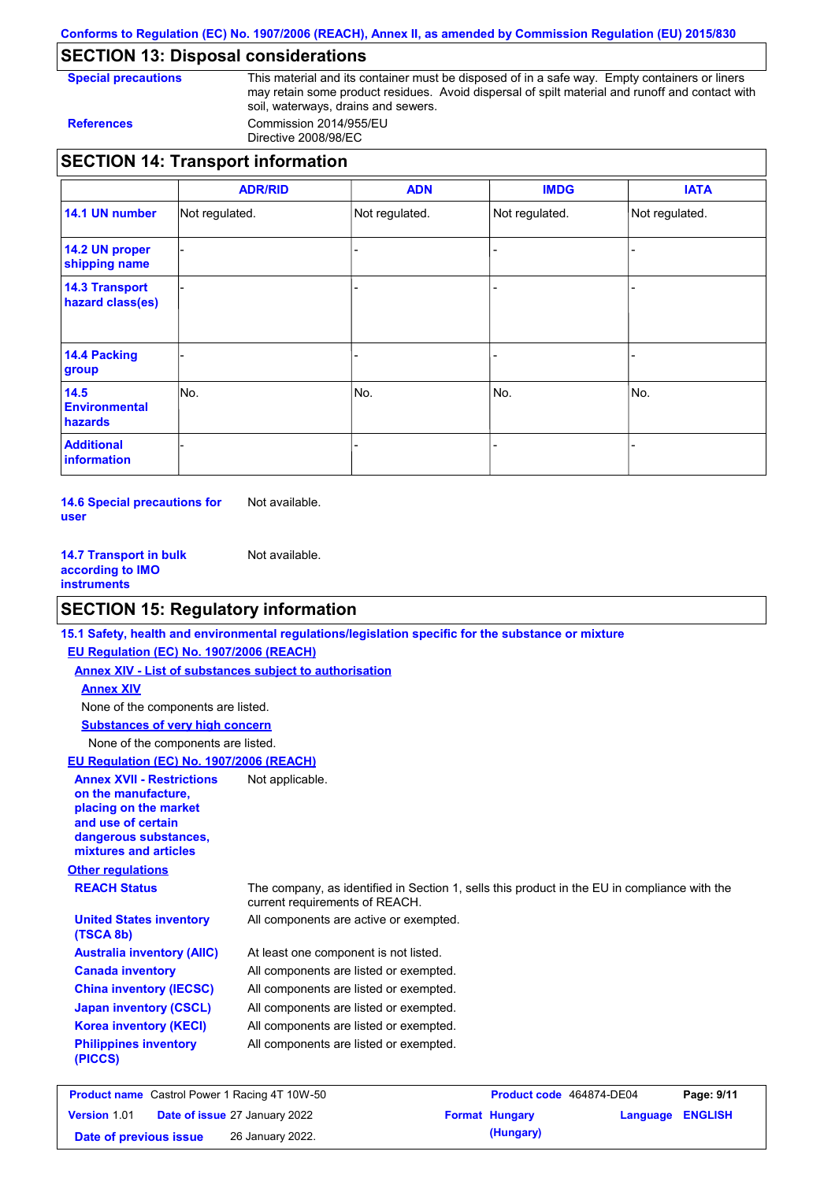## SECTION 13: Disposal considerations

**Special precautions** This material and its container must be disposed of in a safe way. Empty containers or liners may retain some product residues. Avoid dispersal of spilt material and runoff and contact with soil, waterways, drains and sewers.

**References** Commission 2014/955/EU
Directive 2008/98/EC

## SECTION 14: Transport information

| | ADR/RID | ADN | IMDG | IATA |
|---|---|---|---|---|
| 14.1 UN number | Not regulated. | Not regulated. | Not regulated. | Not regulated. |
| 14.2 UN proper shipping name | - | - | - | - |
| 14.3 Transport hazard class(es) | - | - | - | - |
| 14.4 Packing group | - | - | - | - |
| 14.5 Environmental hazards | No. | No. | No. | No. |
| Additional information | - | - | - | - |

**14.6 Special precautions for user** Not available.

**14.7 Transport in bulk according to IMO instruments** Not available.

## SECTION 15: Regulatory information

**15.1 Safety, health and environmental regulations/legislation specific for the substance or mixture**

**EU Regulation (EC) No. 1907/2006 (REACH)**

**Annex XIV - List of substances subject to authorisation**

**Annex XIV**

None of the components are listed.

**Substances of very high concern**

None of the components are listed.

**EU Regulation (EC) No. 1907/2006 (REACH)**

**Annex XVII - Restrictions on the manufacture, placing on the market and use of certain dangerous substances, mixtures and articles** Not applicable.

**Other regulations**

**REACH Status** The company, as identified in Section 1, sells this product in the EU in compliance with the current requirements of REACH.

**United States inventory (TSCA 8b)** All components are active or exempted.

**Australia inventory (AIIC)** At least one component is not listed.

**Canada inventory** All components are listed or exempted.

**China inventory (IECSC)** All components are listed or exempted.

**Japan inventory (CSCL)** All components are listed or exempted.

**Korea inventory (KECI)** All components are listed or exempted.

**Philippines inventory (PICCS)** All components are listed or exempted.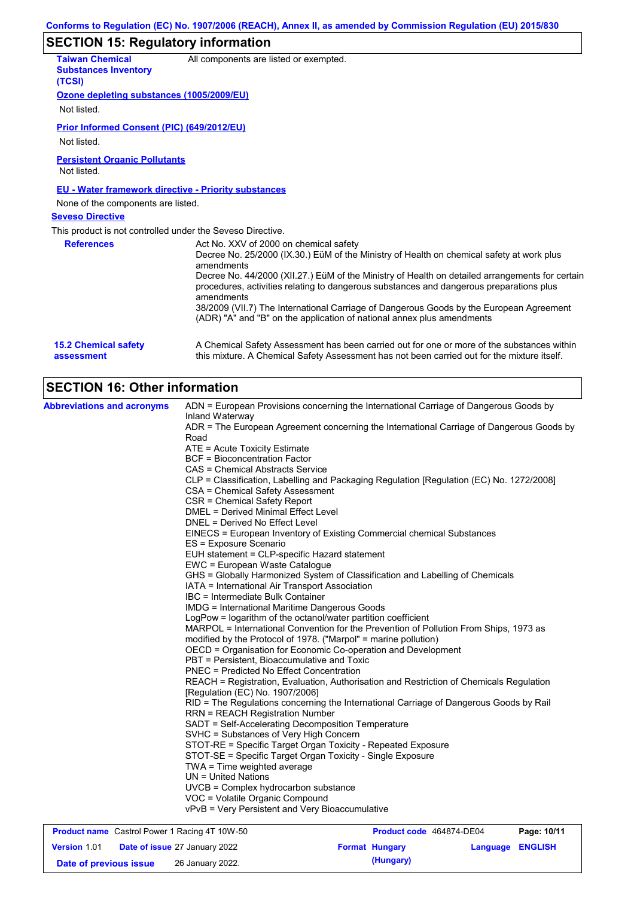## SECTION 15: Regulatory information

**Taiwan Chemical Substances Inventory (TCSI)**: All components are listed or exempted.

**Ozone depleting substances (1005/2009/EU)**

Not listed.

**Prior Informed Consent (PIC) (649/2012/EU)**

Not listed.

**Persistent Organic Pollutants**

Not listed.

**EU - Water framework directive - Priority substances**

None of the components are listed.

**Seveso Directive**

This product is not controlled under the Seveso Directive.

**References**

Act No. XXV of 2000 on chemical safety
Decree No. 25/2000 (IX.30.) EüM of the Ministry of Health on chemical safety at work plus amendments
Decree No. 44/2000 (XII.27.) EüM of the Ministry of Health on detailed arrangements for certain procedures, activities relating to dangerous substances and dangerous preparations plus amendments
38/2009 (VII.7) The International Carriage of Dangerous Goods by the European Agreement (ADR) "A" and "B" on the application of national annex plus amendments

**15.2 Chemical safety assessment**

A Chemical Safety Assessment has been carried out for one or more of the substances within this mixture. A Chemical Safety Assessment has not been carried out for the mixture itself.

## SECTION 16: Other information

**Abbreviations and acronyms**

ADN = European Provisions concerning the International Carriage of Dangerous Goods by Inland Waterway
ADR = The European Agreement concerning the International Carriage of Dangerous Goods by Road
ATE = Acute Toxicity Estimate
BCF = Bioconcentration Factor
CAS = Chemical Abstracts Service
CLP = Classification, Labelling and Packaging Regulation [Regulation (EC) No. 1272/2008]
CSA = Chemical Safety Assessment
CSR = Chemical Safety Report
DMEL = Derived Minimal Effect Level
DNEL = Derived No Effect Level
EINECS = European Inventory of Existing Commercial chemical Substances
ES = Exposure Scenario
EUH statement = CLP-specific Hazard statement
EWC = European Waste Catalogue
GHS = Globally Harmonized System of Classification and Labelling of Chemicals
IATA = International Air Transport Association
IBC = Intermediate Bulk Container
IMDG = International Maritime Dangerous Goods
LogPow = logarithm of the octanol/water partition coefficient
MARPOL = International Convention for the Prevention of Pollution From Ships, 1973 as modified by the Protocol of 1978. ("Marpol" = marine pollution)
OECD = Organisation for Economic Co-operation and Development
PBT = Persistent, Bioaccumulative and Toxic
PNEC = Predicted No Effect Concentration
REACH = Registration, Evaluation, Authorisation and Restriction of Chemicals Regulation [Regulation (EC) No. 1907/2006]
RID = The Regulations concerning the International Carriage of Dangerous Goods by Rail
RRN = REACH Registration Number
SADT = Self-Accelerating Decomposition Temperature
SVHC = Substances of Very High Concern
STOT-RE = Specific Target Organ Toxicity - Repeated Exposure
STOT-SE = Specific Target Organ Toxicity - Single Exposure
TWA = Time weighted average
UN = United Nations
UVCB = Complex hydrocarbon substance
VOC = Volatile Organic Compound
vPvB = Very Persistent and Very Bioaccumulative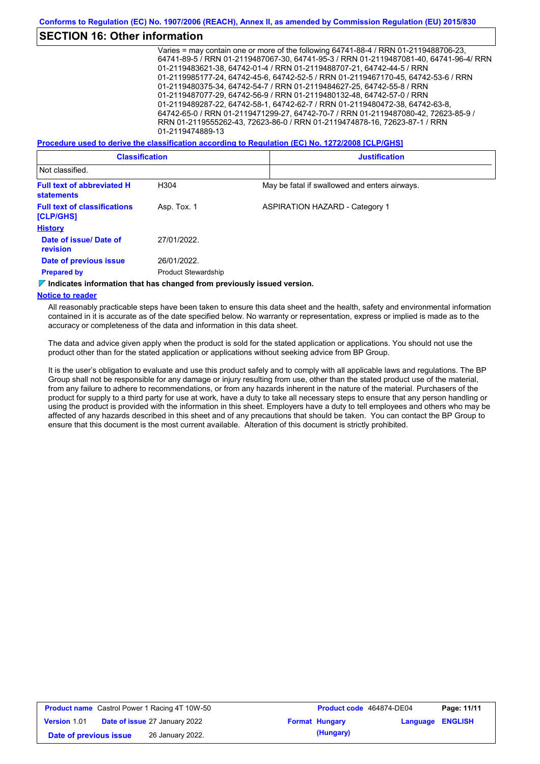## SECTION 16: Other information

Varies = may contain one or more of the following 64741-88-4 / RRN 01-2119488706-23, 64741-89-5 / RRN 01-2119487067-30, 64741-95-3 / RRN 01-2119487081-40, 64741-96-4/ RRN 01-2119483621-38, 64742-01-4 / RRN 01-2119488707-21, 64742-44-5 / RRN 01-2119985177-24, 64742-45-6, 64742-52-5 / RRN 01-2119467170-45, 64742-53-6 / RRN 01-2119480375-34, 64742-54-7 / RRN 01-2119484627-25, 64742-55-8 / RRN 01-2119487077-29, 64742-56-9 / RRN 01-2119480132-48, 64742-57-0 / RRN 01-2119489287-22, 64742-58-1, 64742-62-7 / RRN 01-2119480472-38, 64742-63-8, 64742-65-0 / RRN 01-2119471299-27, 64742-70-7 / RRN 01-2119487080-42, 72623-85-9 / RRN 01-2119555262-43, 72623-86-0 / RRN 01-2119474878-16, 72623-87-1 / RRN 01-2119474889-13

**Procedure used to derive the classification according to Regulation (EC) No. 1272/2008 [CLP/GHS]**

| Classification | Justification |
|---|---|
| Not classified. | |

| | | |
|---|---|---|
| **Full text of abbreviated H statements** | H304 | May be fatal if swallowed and enters airways. |
| **Full text of classifications [CLP/GHS]** | Asp. Tox. 1 | ASPIRATION HAZARD - Category 1 |

**History**

| | |
|---|---|
| **Date of issue/ Date of revision** | 27/01/2022. |
| **Date of previous issue** | 26/01/2022. |
| **Prepared by** | Product Stewardship |

**Indicates information that has changed from previously issued version.**

**Notice to reader**

All reasonably practicable steps have been taken to ensure this data sheet and the health, safety and environmental information contained in it is accurate as of the date specified below. No warranty or representation, express or implied is made as to the accuracy or completeness of the data and information in this data sheet.

The data and advice given apply when the product is sold for the stated application or applications. You should not use the product other than for the stated application or applications without seeking advice from BP Group.

It is the user's obligation to evaluate and use this product safely and to comply with all applicable laws and regulations. The BP Group shall not be responsible for any damage or injury resulting from use, other than the stated product use of the material, from any failure to adhere to recommendations, or from any hazards inherent in the nature of the material. Purchasers of the product for supply to a third party for use at work, have a duty to take all necessary steps to ensure that any person handling or using the product is provided with the information in this sheet. Employers have a duty to tell employees and others who may be affected of any hazards described in this sheet and of any precautions that should be taken. You can contact the BP Group to ensure that this document is the most current available. Alteration of this document is strictly prohibited.